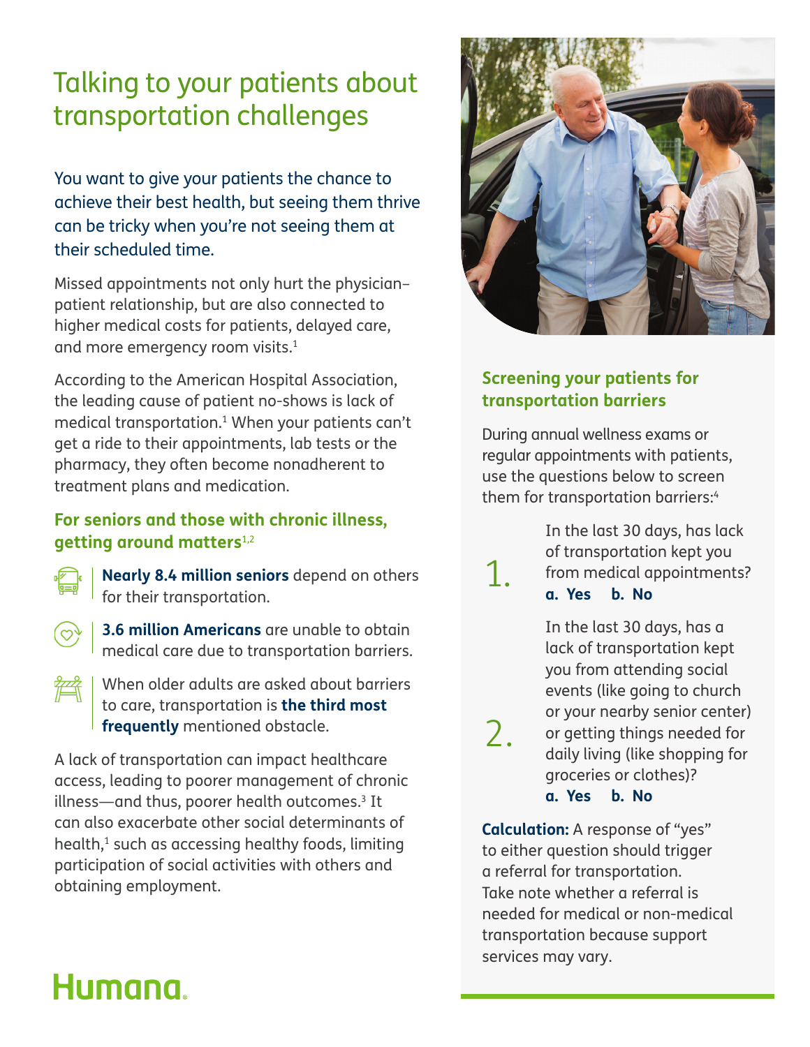# Talking to your patients about transportation challenges

You want to give your patients the chance to achieve their best health, but seeing them thrive can be tricky when you're not seeing them at their scheduled time.

Missed appointments not only hurt the physician–patient relationship, but are also connected to higher medical costs for patients, delayed care, and more emergency room visits.[1]

According to the American Hospital Association, the leading cause of patient no-shows is lack of medical transportation.[1] When your patients can't get a ride to their appointments, lab tests or the pharmacy, they often become nonadherent to treatment plans and medication.

## For seniors and those with chronic illness, getting around matters[1,2]

- **Nearly 8.4 million seniors** depend on others for their transportation.
- **3.6 million Americans** are unable to obtain medical care due to transportation barriers.
- When older adults are asked about barriers to care, transportation is **the third most frequently** mentioned obstacle.

A lack of transportation can impact healthcare access, leading to poorer management of chronic illness—and thus, poorer health outcomes.[3] It can also exacerbate other social determinants of health,[1] such as accessing healthy foods, limiting participation of social activities with others and obtaining employment.

## Screening your patients for transportation barriers

During annual wellness exams or regular appointments with patients, use the questions below to screen them for transportation barriers:[4]

1. In the last 30 days, has lack of transportation kept you from medical appointments?
   **a. Yes** **b. No**

2. In the last 30 days, has a lack of transportation kept you from attending social events (like going to church or your nearby senior center) or getting things needed for daily living (like shopping for groceries or clothes)?
   **a. Yes** **b. No**

**Calculation:** A response of "yes" to either question should trigger a referral for transportation. Take note whether a referral is needed for medical or non-medical transportation because support services may vary.

Humana.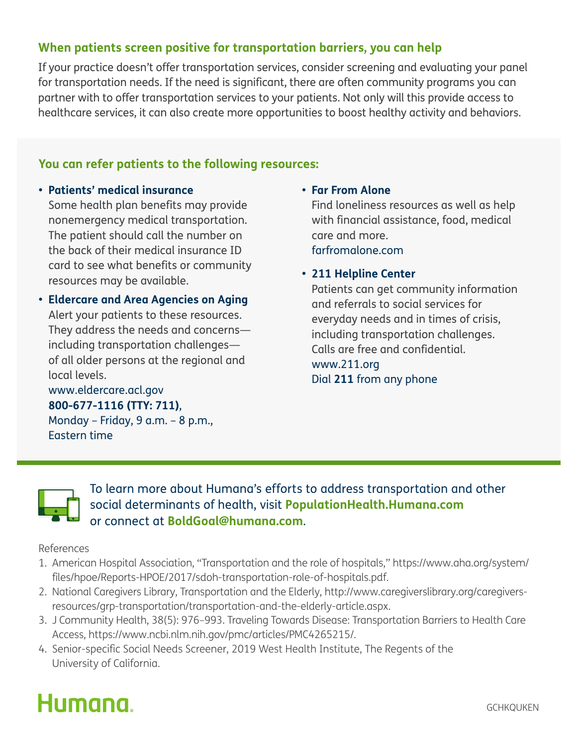## When patients screen positive for transportation barriers, you can help

If your practice doesn't offer transportation services, consider screening and evaluating your panel for transportation needs. If the need is significant, there are often community programs you can partner with to offer transportation services to your patients. Not only will this provide access to healthcare services, it can also create more opportunities to boost healthy activity and behaviors.

## You can refer patients to the following resources:

- **Patients' medical insurance**
  Some health plan benefits may provide nonemergency medical transportation. The patient should call the number on the back of their medical insurance ID card to see what benefits or community resources may be available.
- **Eldercare and Area Agencies on Aging**
  Alert your patients to these resources. They address the needs and concerns—including transportation challenges—of all older persons at the regional and local levels.
  www.eldercare.acl.gov
  **800-677-1116 (TTY: 711)**,
  Monday – Friday, 9 a.m. – 8 p.m., Eastern time
- **Far From Alone**
  Find loneliness resources as well as help with financial assistance, food, medical care and more.
  farfromalone.com
- **211 Helpline Center**
  Patients can get community information and referrals to social services for everyday needs and in times of crisis, including transportation challenges. Calls are free and confidential.
  www.211.org
  Dial **211** from any phone

To learn more about Humana's efforts to address transportation and other social determinants of health, visit **PopulationHealth.Humana.com** or connect at **BoldGoal@humana.com**.

References

1. American Hospital Association, "Transportation and the role of hospitals," https://www.aha.org/system/files/hpoe/Reports-HPOE/2017/sdoh-transportation-role-of-hospitals.pdf.
2. National Caregivers Library, Transportation and the Elderly, http://www.caregiverslibrary.org/caregivers-resources/grp-transportation/transportation-and-the-elderly-article.aspx.
3. J Community Health, 38(5): 976–993. Traveling Towards Disease: Transportation Barriers to Health Care Access, https://www.ncbi.nlm.nih.gov/pmc/articles/PMC4265215/.
4. Senior-specific Social Needs Screener, 2019 West Health Institute, The Regents of the University of California.

Humana.

GCHKQUKEN